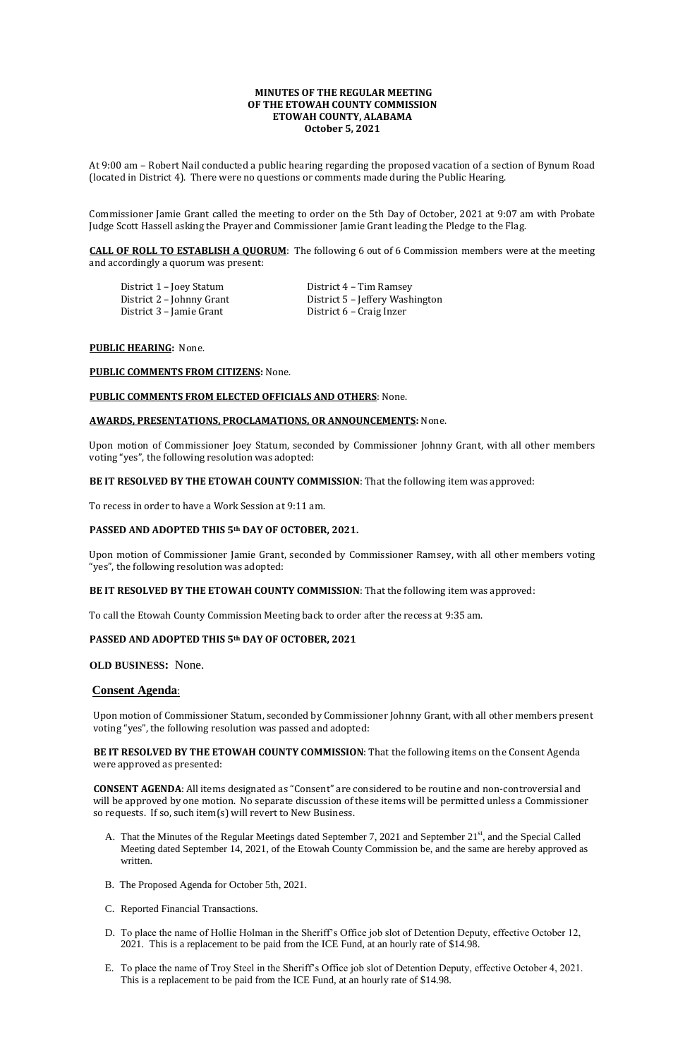# MINUTES OF THE REGULAR MEETING
# OF THE ETOWAH COUNTY COMMISSION
# ETOWAH COUNTY, ALABAMA
# October 5, 2021

At 9:00 am – Robert Nail conducted a public hearing regarding the proposed vacation of a section of Bynum Road (located in District 4). There were no questions or comments made during the Public Hearing.

Commissioner Jamie Grant called the meeting to order on the 5th Day of October, 2021 at 9:07 am with Probate Judge Scott Hassell asking the Prayer and Commissioner Jamie Grant leading the Pledge to the Flag.

**CALL OF ROLL TO ESTABLISH A QUORUM**: The following 6 out of 6 Commission members were at the meeting and accordingly a quorum was present:

District 1 – Joey Statum
District 2 – Johnny Grant
District 3 – Jamie Grant
District 4 – Tim Ramsey
District 5 – Jeffery Washington
District 6 – Craig Inzer

**PUBLIC HEARING:** None.

**PUBLIC COMMENTS FROM CITIZENS:** None.

**PUBLIC COMMENTS FROM ELECTED OFFICIALS AND OTHERS**: None.

**AWARDS, PRESENTATIONS, PROCLAMATIONS, OR ANNOUNCEMENTS:** None.

Upon motion of Commissioner Joey Statum, seconded by Commissioner Johnny Grant, with all other members voting "yes", the following resolution was adopted:

**BE IT RESOLVED BY THE ETOWAH COUNTY COMMISSION**: That the following item was approved:

To recess in order to have a Work Session at 9:11 am.

**PASSED AND ADOPTED THIS 5th DAY OF OCTOBER, 2021.**

Upon motion of Commissioner Jamie Grant, seconded by Commissioner Ramsey, with all other members voting "yes", the following resolution was adopted:

**BE IT RESOLVED BY THE ETOWAH COUNTY COMMISSION**: That the following item was approved:

To call the Etowah County Commission Meeting back to order after the recess at 9:35 am.

**PASSED AND ADOPTED THIS 5th DAY OF OCTOBER, 2021**

**OLD BUSINESS:** None.

## Consent Agenda:

Upon motion of Commissioner Statum, seconded by Commissioner Johnny Grant, with all other members present voting "yes", the following resolution was passed and adopted:

**BE IT RESOLVED BY THE ETOWAH COUNTY COMMISSION**: That the following items on the Consent Agenda were approved as presented:

**CONSENT AGENDA**: All items designated as "Consent" are considered to be routine and non-controversial and will be approved by one motion. No separate discussion of these items will be permitted unless a Commissioner so requests. If so, such item(s) will revert to New Business.

A. That the Minutes of the Regular Meetings dated September 7, 2021 and September 21st, and the Special Called Meeting dated September 14, 2021, of the Etowah County Commission be, and the same are hereby approved as written.

B. The Proposed Agenda for October 5th, 2021.

C. Reported Financial Transactions.

D. To place the name of Hollie Holman in the Sheriff's Office job slot of Detention Deputy, effective October 12, 2021. This is a replacement to be paid from the ICE Fund, at an hourly rate of $14.98.

E. To place the name of Troy Steel in the Sheriff's Office job slot of Detention Deputy, effective October 4, 2021. This is a replacement to be paid from the ICE Fund, at an hourly rate of $14.98.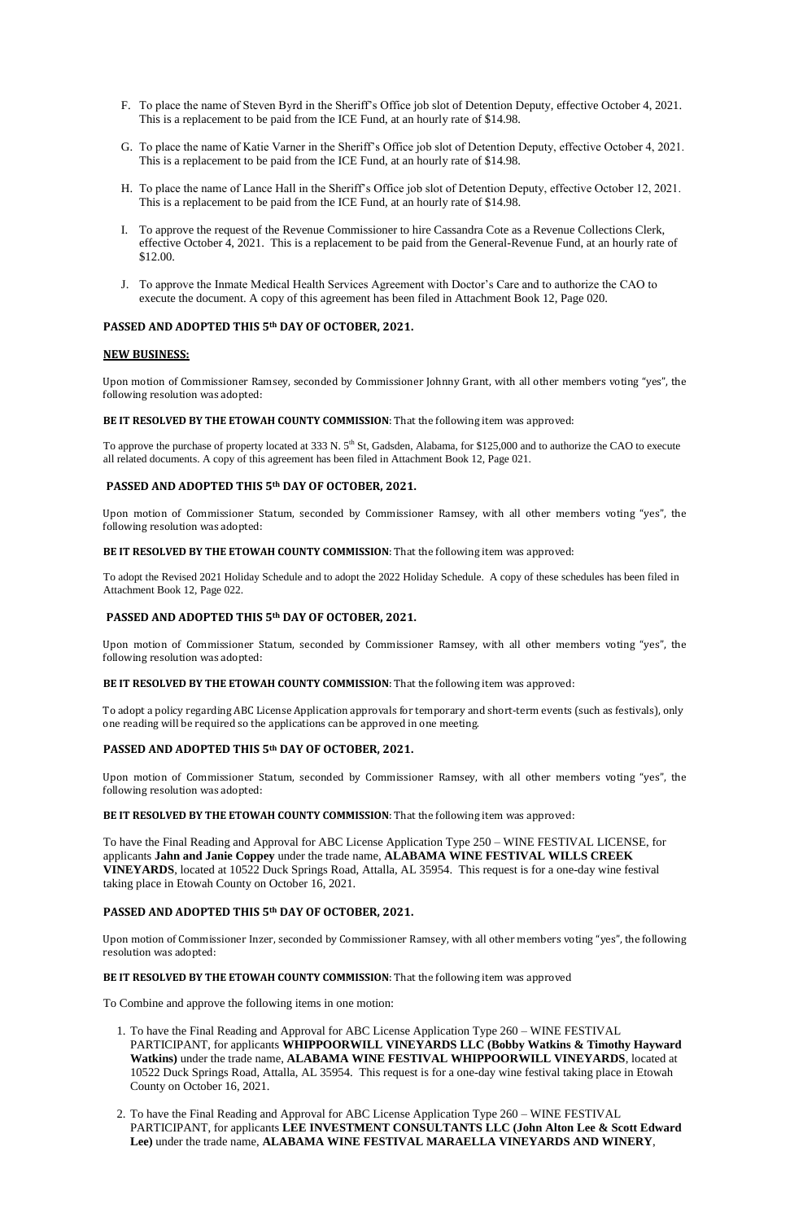F. To place the name of Steven Byrd in the Sheriff's Office job slot of Detention Deputy, effective October 4, 2021. This is a replacement to be paid from the ICE Fund, at an hourly rate of $14.98.

G. To place the name of Katie Varner in the Sheriff's Office job slot of Detention Deputy, effective October 4, 2021. This is a replacement to be paid from the ICE Fund, at an hourly rate of $14.98.

H. To place the name of Lance Hall in the Sheriff's Office job slot of Detention Deputy, effective October 12, 2021. This is a replacement to be paid from the ICE Fund, at an hourly rate of $14.98.

I. To approve the request of the Revenue Commissioner to hire Cassandra Cote as a Revenue Collections Clerk, effective October 4, 2021. This is a replacement to be paid from the General-Revenue Fund, at an hourly rate of $12.00.

J. To approve the Inmate Medical Health Services Agreement with Doctor's Care and to authorize the CAO to execute the document. A copy of this agreement has been filed in Attachment Book 12, Page 020.

**PASSED AND ADOPTED THIS 5th DAY OF OCTOBER, 2021.**

**NEW BUSINESS:**

Upon motion of Commissioner Ramsey, seconded by Commissioner Johnny Grant, with all other members voting "yes", the following resolution was adopted:

**BE IT RESOLVED BY THE ETOWAH COUNTY COMMISSION**: That the following item was approved:

To approve the purchase of property located at 333 N. 5th St, Gadsden, Alabama, for $125,000 and to authorize the CAO to execute all related documents. A copy of this agreement has been filed in Attachment Book 12, Page 021.

**PASSED AND ADOPTED THIS 5th DAY OF OCTOBER, 2021.**

Upon motion of Commissioner Statum, seconded by Commissioner Ramsey, with all other members voting "yes", the following resolution was adopted:

**BE IT RESOLVED BY THE ETOWAH COUNTY COMMISSION**: That the following item was approved:

To adopt the Revised 2021 Holiday Schedule and to adopt the 2022 Holiday Schedule. A copy of these schedules has been filed in Attachment Book 12, Page 022.

**PASSED AND ADOPTED THIS 5th DAY OF OCTOBER, 2021.**

Upon motion of Commissioner Statum, seconded by Commissioner Ramsey, with all other members voting "yes", the following resolution was adopted:

**BE IT RESOLVED BY THE ETOWAH COUNTY COMMISSION**: That the following item was approved:

To adopt a policy regarding ABC License Application approvals for temporary and short-term events (such as festivals), only one reading will be required so the applications can be approved in one meeting.

**PASSED AND ADOPTED THIS 5th DAY OF OCTOBER, 2021.**

Upon motion of Commissioner Statum, seconded by Commissioner Ramsey, with all other members voting "yes", the following resolution was adopted:

**BE IT RESOLVED BY THE ETOWAH COUNTY COMMISSION**: That the following item was approved:

To have the Final Reading and Approval for ABC License Application Type 250 – WINE FESTIVAL LICENSE, for applicants **Jahn and Janie Coppey** under the trade name, **ALABAMA WINE FESTIVAL WILLS CREEK VINEYARDS**, located at 10522 Duck Springs Road, Attalla, AL 35954. This request is for a one-day wine festival taking place in Etowah County on October 16, 2021.

**PASSED AND ADOPTED THIS 5th DAY OF OCTOBER, 2021.**

Upon motion of Commissioner Inzer, seconded by Commissioner Ramsey, with all other members voting "yes", the following resolution was adopted:

**BE IT RESOLVED BY THE ETOWAH COUNTY COMMISSION**: That the following item was approved

To Combine and approve the following items in one motion:

1. To have the Final Reading and Approval for ABC License Application Type 260 – WINE FESTIVAL PARTICIPANT, for applicants **WHIPPOORWILL VINEYARDS LLC (Bobby Watkins & Timothy Hayward Watkins)** under the trade name, **ALABAMA WINE FESTIVAL WHIPPOORWILL VINEYARDS**, located at 10522 Duck Springs Road, Attalla, AL 35954. This request is for a one-day wine festival taking place in Etowah County on October 16, 2021.

2. To have the Final Reading and Approval for ABC License Application Type 260 – WINE FESTIVAL PARTICIPANT, for applicants **LEE INVESTMENT CONSULTANTS LLC (John Alton Lee & Scott Edward Lee)** under the trade name, **ALABAMA WINE FESTIVAL MARAELLA VINEYARDS AND WINERY**,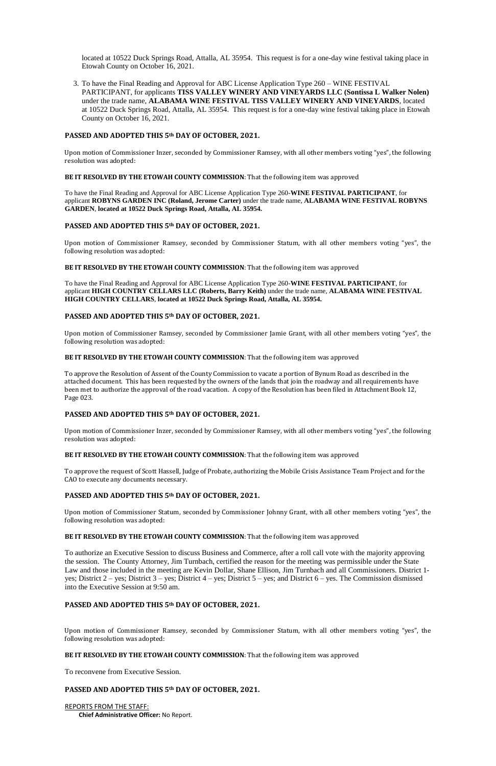located at 10522 Duck Springs Road, Attalla, AL 35954. This request is for a one-day wine festival taking place in Etowah County on October 16, 2021.

3. To have the Final Reading and Approval for ABC License Application Type 260 – WINE FESTIVAL PARTICIPANT, for applicants **TISS VALLEY WINERY AND VINEYARDS LLC (Sontissa L Walker Nolen)** under the trade name, **ALABAMA WINE FESTIVAL TISS VALLEY WINERY AND VINEYARDS**, located at 10522 Duck Springs Road, Attalla, AL 35954. This request is for a one-day wine festival taking place in Etowah County on October 16, 2021.

**PASSED AND ADOPTED THIS 5th DAY OF OCTOBER, 2021.**

Upon motion of Commissioner Inzer, seconded by Commissioner Ramsey, with all other members voting "yes", the following resolution was adopted:

**BE IT RESOLVED BY THE ETOWAH COUNTY COMMISSION**: That the following item was approved

To have the Final Reading and Approval for ABC License Application Type 260-**WINE FESTIVAL PARTICIPANT**, for applicant **ROBYNS GARDEN INC (Roland, Jerome Carter)** under the trade name, **ALABAMA WINE FESTIVAL ROBYNS GARDEN**, **located at 10522 Duck Springs Road, Attalla, AL 35954.**

**PASSED AND ADOPTED THIS 5th DAY OF OCTOBER, 2021.**

Upon motion of Commissioner Ramsey, seconded by Commissioner Statum, with all other members voting "yes", the following resolution was adopted:

**BE IT RESOLVED BY THE ETOWAH COUNTY COMMISSION**: That the following item was approved

To have the Final Reading and Approval for ABC License Application Type 260-**WINE FESTIVAL PARTICIPANT**, for applicant **HIGH COUNTRY CELLARS LLC (Roberts, Barry Keith)** under the trade name, **ALABAMA WINE FESTIVAL HIGH COUNTRY CELLARS**, **located at 10522 Duck Springs Road, Attalla, AL 35954.**

**PASSED AND ADOPTED THIS 5th DAY OF OCTOBER, 2021.**

Upon motion of Commissioner Ramsey, seconded by Commissioner Jamie Grant, with all other members voting "yes", the following resolution was adopted:

**BE IT RESOLVED BY THE ETOWAH COUNTY COMMISSION**: That the following item was approved

To approve the Resolution of Assent of the County Commission to vacate a portion of Bynum Road as described in the attached document. This has been requested by the owners of the lands that join the roadway and all requirements have been met to authorize the approval of the road vacation. A copy of the Resolution has been filed in Attachment Book 12, Page 023.

**PASSED AND ADOPTED THIS 5th DAY OF OCTOBER, 2021.**

Upon motion of Commissioner Inzer, seconded by Commissioner Ramsey, with all other members voting "yes", the following resolution was adopted:

**BE IT RESOLVED BY THE ETOWAH COUNTY COMMISSION**: That the following item was approved

To approve the request of Scott Hassell, Judge of Probate, authorizing the Mobile Crisis Assistance Team Project and for the CAO to execute any documents necessary.

**PASSED AND ADOPTED THIS 5th DAY OF OCTOBER, 2021.**

Upon motion of Commissioner Statum, seconded by Commissioner Johnny Grant, with all other members voting "yes", the following resolution was adopted:

**BE IT RESOLVED BY THE ETOWAH COUNTY COMMISSION**: That the following item was approved

To authorize an Executive Session to discuss Business and Commerce, after a roll call vote with the majority approving the session. The County Attorney, Jim Turnbach, certified the reason for the meeting was permissible under the State Law and those included in the meeting are Kevin Dollar, Shane Ellison, Jim Turnbach and all Commissioners. District 1- yes; District 2 – yes; District 3 – yes; District 4 – yes; District 5 – yes; and District 6 – yes. The Commission dismissed into the Executive Session at 9:50 am.

**PASSED AND ADOPTED THIS 5th DAY OF OCTOBER, 2021.**

Upon motion of Commissioner Ramsey, seconded by Commissioner Statum, with all other members voting "yes", the following resolution was adopted:

**BE IT RESOLVED BY THE ETOWAH COUNTY COMMISSION**: That the following item was approved

To reconvene from Executive Session.

**PASSED AND ADOPTED THIS 5th DAY OF OCTOBER, 2021.**

REPORTS FROM THE STAFF:

**Chief Administrative Officer:** No Report.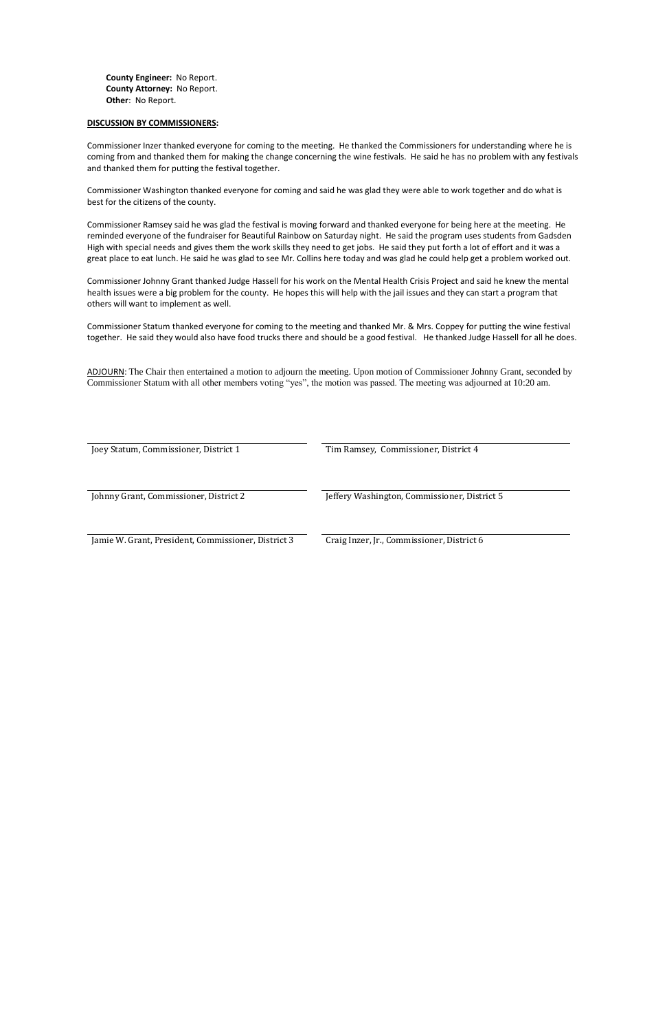**County Engineer:** No Report.
**County Attorney:** No Report.
**Other**: No Report.

**DISCUSSION BY COMMISSIONERS:**

Commissioner Inzer thanked everyone for coming to the meeting. He thanked the Commissioners for understanding where he is coming from and thanked them for making the change concerning the wine festivals. He said he has no problem with any festivals and thanked them for putting the festival together.

Commissioner Washington thanked everyone for coming and said he was glad they were able to work together and do what is best for the citizens of the county.

Commissioner Ramsey said he was glad the festival is moving forward and thanked everyone for being here at the meeting. He reminded everyone of the fundraiser for Beautiful Rainbow on Saturday night. He said the program uses students from Gadsden High with special needs and gives them the work skills they need to get jobs. He said they put forth a lot of effort and it was a great place to eat lunch. He said he was glad to see Mr. Collins here today and was glad he could help get a problem worked out.

Commissioner Johnny Grant thanked Judge Hassell for his work on the Mental Health Crisis Project and said he knew the mental health issues were a big problem for the county. He hopes this will help with the jail issues and they can start a program that others will want to implement as well.

Commissioner Statum thanked everyone for coming to the meeting and thanked Mr. & Mrs. Coppey for putting the wine festival together. He said they would also have food trucks there and should be a good festival. He thanked Judge Hassell for all he does.

ADJOURN: The Chair then entertained a motion to adjourn the meeting. Upon motion of Commissioner Johnny Grant, seconded by Commissioner Statum with all other members voting "yes", the meeting was passed. The meeting was adjourned at 10:20 am.

Joey Statum, Commissioner, District 1

Tim Ramsey, Commissioner, District 4

Johnny Grant, Commissioner, District 2

Jeffery Washington, Commissioner, District 5

Jamie W. Grant, President, Commissioner, District 3

Craig Inzer, Jr., Commissioner, District 6

**County Engineer:** No Report.
**County Attorney:** No Report.
**Other**: No Report.

**DISCUSSION BY COMMISSIONERS:**

Commissioner Inzer thanked everyone for coming to the meeting. He thanked the Commissioners for understanding where he is coming from and thanked them for making the change concerning the wine festivals. He said he has no problem with any festivals and thanked them for putting the festival together.

Commissioner Washington thanked everyone for coming and said he was glad they were able to work together and do what is best for the citizens of the county.

Commissioner Ramsey said he was glad the festival is moving forward and thanked everyone for being here at the meeting. He reminded everyone of the fundraiser for Beautiful Rainbow on Saturday night. He said the program uses students from Gadsden High with special needs and gives them the work skills they need to get jobs. He said they put forth a lot of effort and it was a great place to eat lunch. He said he was glad to see Mr. Collins here today and was glad he could help get a problem worked out.

Commissioner Johnny Grant thanked Judge Hassell for his work on the Mental Health Crisis Project and said he knew the mental health issues were a big problem for the county. He hopes this will help with the jail issues and they can start a program that others will want to implement as well.

Commissioner Statum thanked everyone for coming to the meeting and thanked Mr. & Mrs. Coppey for putting the wine festival together. He said they would also have food trucks there and should be a good festival. He thanked Judge Hassell for all he does.

ADJOURN: The Chair then entertained a motion to adjourn the meeting. Upon motion of Commissioner Johnny Grant, seconded by Commissioner Statum with all other members voting "yes", the motion was passed. The meeting was adjourned at 10:20 am.

Joey Statum, Commissioner, District 1

Tim Ramsey, Commissioner, District 4

Johnny Grant, Commissioner, District 2

Jeffery Washington, Commissioner, District 5

Jamie W. Grant, President, Commissioner, District 3

Craig Inzer, Jr., Commissioner, District 6